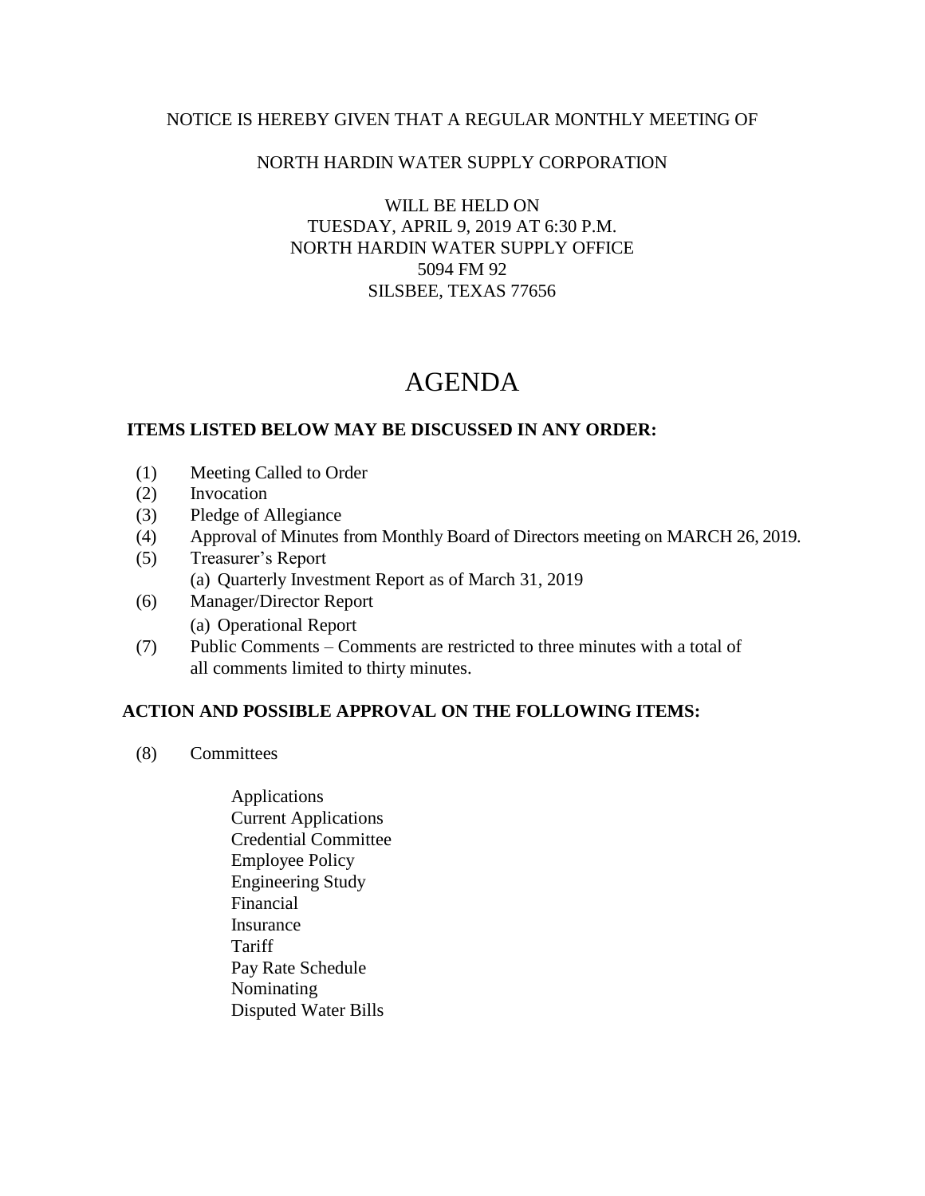NOTICE IS HEREBY GIVEN THAT A REGULAR MONTHLY MEETING OF

NORTH HARDIN WATER SUPPLY CORPORATION

WILL BE HELD ON
TUESDAY, APRIL 9, 2019 AT 6:30 P.M.
NORTH HARDIN WATER SUPPLY OFFICE
5094 FM 92
SILSBEE, TEXAS 77656

# AGENDA

**ITEMS LISTED BELOW MAY BE DISCUSSED IN ANY ORDER:**

(1) Meeting Called to Order
(2) Invocation
(3) Pledge of Allegiance
(4) Approval of Minutes from Monthly Board of Directors meeting on MARCH 26, 2019.
(5) Treasurer's Report
    (a) Quarterly Investment Report as of March 31, 2019
(6) Manager/Director Report
    (a) Operational Report
(7) Public Comments – Comments are restricted to three minutes with a total of all comments limited to thirty minutes.

**ACTION AND POSSIBLE APPROVAL ON THE FOLLOWING ITEMS:**

(8) Committees

- Applications
- Current Applications
- Credential Committee
- Employee Policy
- Engineering Study
- Financial
- Insurance
- Tariff
- Pay Rate Schedule
- Nominating
- Disputed Water Bills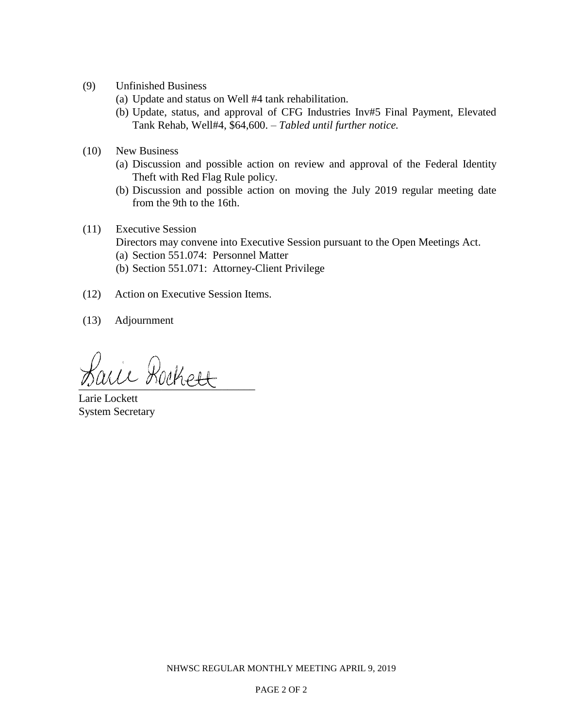(9) Unfinished Business

(a) Update and status on Well #4 tank rehabilitation.

(b) Update, status, and approval of CFG Industries Inv#5 Final Payment, Elevated Tank Rehab, Well#4, $64,600. – *Tabled until further notice.*

(10) New Business

(a) Discussion and possible action on review and approval of the Federal Identity Theft with Red Flag Rule policy.

(b) Discussion and possible action on moving the July 2019 regular meeting date from the 9th to the 16th.

(11) Executive Session

Directors may convene into Executive Session pursuant to the Open Meetings Act.

(a) Section 551.074: Personnel Matter

(b) Section 551.071: Attorney-Client Privilege

(12) Action on Executive Session Items.

(13) Adjournment

Larie Lockett

Larie Lockett
System Secretary